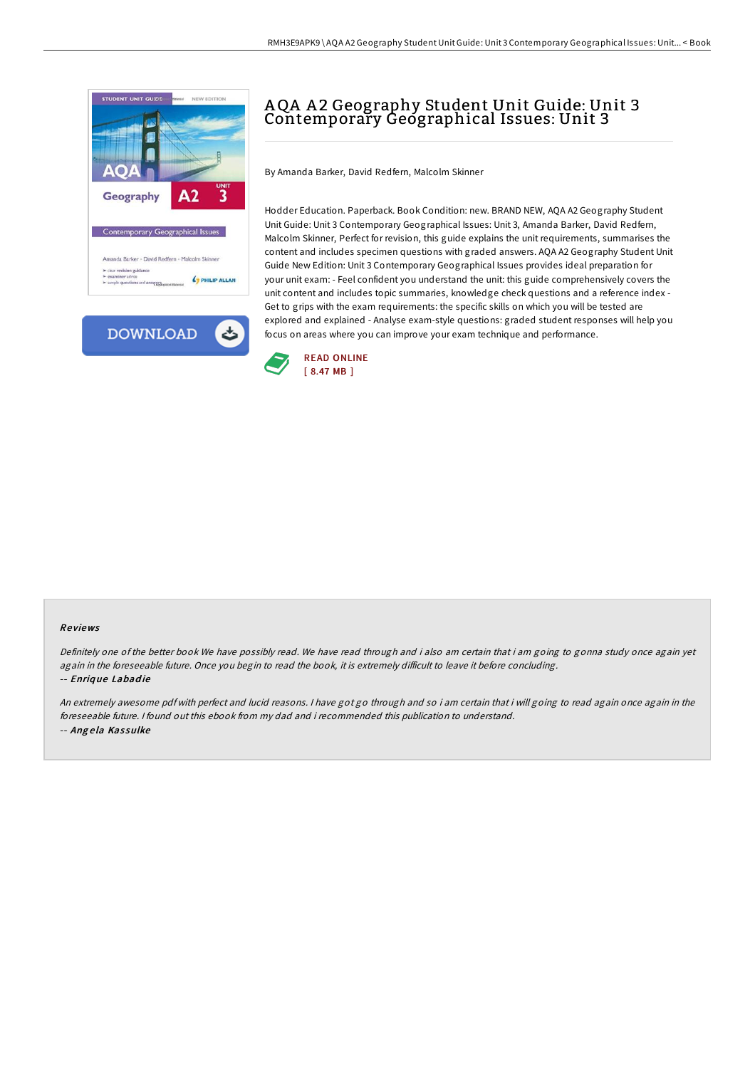# AQA A2 Geography Student Unit Guide: Unit 3 Contemporary Geographical Issues: Unit 3

By Amanda Barker, David Redfern, Malcolm Skinner

Hodder Education. Paperback. Book Condition: new. BRAND NEW, AQA A2 Geography Student Unit Guide: Unit 3 Contemporary Geographical Issues: Unit 3, Amanda Barker, David Redfern, Malcolm Skinner, Perfect for revision, this guide explains the unit requirements, summarises the content and includes specimen questions with graded answers. AQA A2 Geography Student Unit Guide New Edition: Unit 3 Contemporary Geographical Issues provides ideal preparation for your unit exam: - Feel confident you understand the unit: this guide comprehensively covers the unit content and includes topic summaries, knowledge check questions and a reference index - Get to grips with the exam requirements: the specific skills on which you will be tested are explored and explained - Analyse exam-style questions: graded student responses will help you focus on areas where you can improve your exam technique and performance.

READ ONLINE
[ 8.47 MB ]

## Reviews

*Definitely one of the better book We have possibly read. We have read through and i also am certain that i am going to gonna study once again yet again in the foreseeable future. Once you begin to read the book, it is extremely difficult to leave it before concluding.*

-- *Enrique Labadie*

*An extremely awesome pdf with perfect and lucid reasons. I have got go through and so i am certain that i will going to read again once again in the foreseeable future. I found out this ebook from my dad and i recommended this publication to understand.*

-- *Angela Kassulke*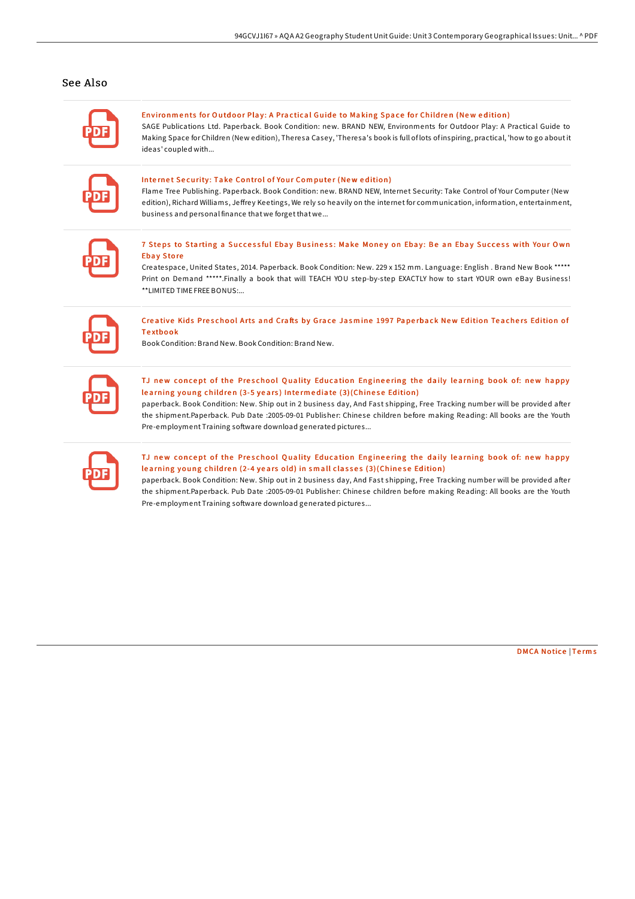## See Also

**Environments for Outdoor Play: A Practical Guide to Making Space for Children (New edition)**

SAGE Publications Ltd. Paperback. Book Condition: new. BRAND NEW, Environments for Outdoor Play: A Practical Guide to Making Space for Children (New edition), Theresa Casey, 'Theresa's book is full of lots of inspiring, practical, 'how to go about it ideas' coupled with...

**Internet Security: Take Control of Your Computer (New edition)**

Flame Tree Publishing. Paperback. Book Condition: new. BRAND NEW, Internet Security: Take Control of Your Computer (New edition), Richard Williams, Jeffrey Keetings, We rely so heavily on the internet for communication, information, entertainment, business and personal finance that we forget that we...

**7 Steps to Starting a Successful Ebay Business: Make Money on Ebay: Be an Ebay Success with Your Own Ebay Store**

Createspace, United States, 2014. Paperback. Book Condition: New. 229 x 152 mm. Language: English . Brand New Book ***** Print on Demand *****.Finally a book that will TEACH YOU step-by-step EXACTLY how to start YOUR own eBay Business! **LIMITED TIME FREE BONUS:...

**Creative Kids Preschool Arts and Crafts by Grace Jasmine 1997 Paperback New Edition Teachers Edition of Textbook**

Book Condition: Brand New. Book Condition: Brand New.

**TJ new concept of the Preschool Quality Education Engineering the daily learning book of: new happy learning young children (3-5 years) Intermediate (3)(Chinese Edition)**

paperback. Book Condition: New. Ship out in 2 business day, And Fast shipping, Free Tracking number will be provided after the shipment.Paperback. Pub Date :2005-09-01 Publisher: Chinese children before making Reading: All books are the Youth Pre-employment Training software download generated pictures...

**TJ new concept of the Preschool Quality Education Engineering the daily learning book of: new happy learning young children (2-4 years old) in small classes (3)(Chinese Edition)**

paperback. Book Condition: New. Ship out in 2 business day, And Fast shipping, Free Tracking number will be provided after the shipment.Paperback. Pub Date :2005-09-01 Publisher: Chinese children before making Reading: All books are the Youth Pre-employment Training software download generated pictures...

DMCA Notice | Terms